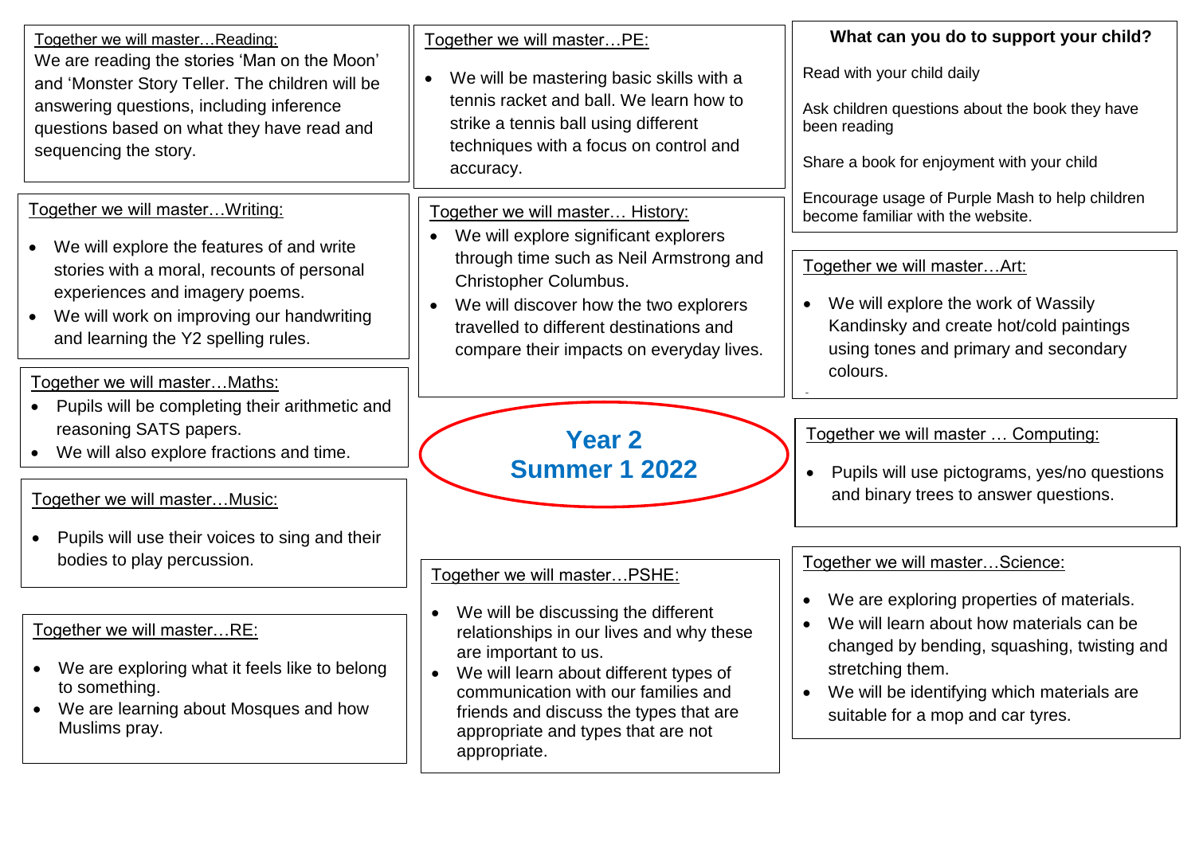# Year 2
# Summer 1 2022

## Together we will master…Reading:

We are reading the stories 'Man on the Moon' and 'Monster Story Teller. The children will be answering questions, including inference questions based on what they have read and sequencing the story.

## Together we will master…Writing:

- We will explore the features of and write stories with a moral, recounts of personal experiences and imagery poems.
- We will work on improving our handwriting and learning the Y2 spelling rules.

## Together we will master…Maths:

- Pupils will be completing their arithmetic and reasoning SATS papers.
- We will also explore fractions and time.

## Together we will master…Music:

- Pupils will use their voices to sing and their bodies to play percussion.

## Together we will master…RE:

- We are exploring what it feels like to belong to something.
- We are learning about Mosques and how Muslims pray.

## Together we will master…PE:

- We will be mastering basic skills with a tennis racket and ball. We learn how to strike a tennis ball using different techniques with a focus on control and accuracy.

## Together we will master… History:

- We will explore significant explorers through time such as Neil Armstrong and Christopher Columbus.
- We will discover how the two explorers travelled to different destinations and compare their impacts on everyday lives.

## Together we will master…PSHE:

- We will be discussing the different relationships in our lives and why these are important to us.
- We will learn about different types of communication with our families and friends and discuss the types that are appropriate and types that are not appropriate.

## What can you do to support your child?

Read with your child daily

Ask children questions about the book they have been reading

Share a book for enjoyment with your child

Encourage usage of Purple Mash to help children become familiar with the website.

## Together we will master…Art:

- We will explore the work of Wassily Kandinsky and create hot/cold paintings using tones and primary and secondary colours.

## Together we will master … Computing:

- Pupils will use pictograms, yes/no questions and binary trees to answer questions.

## Together we will master…Science:

- We are exploring properties of materials.
- We will learn about how materials can be changed by bending, squashing, twisting and stretching them.
- We will be identifying which materials are suitable for a mop and car tyres.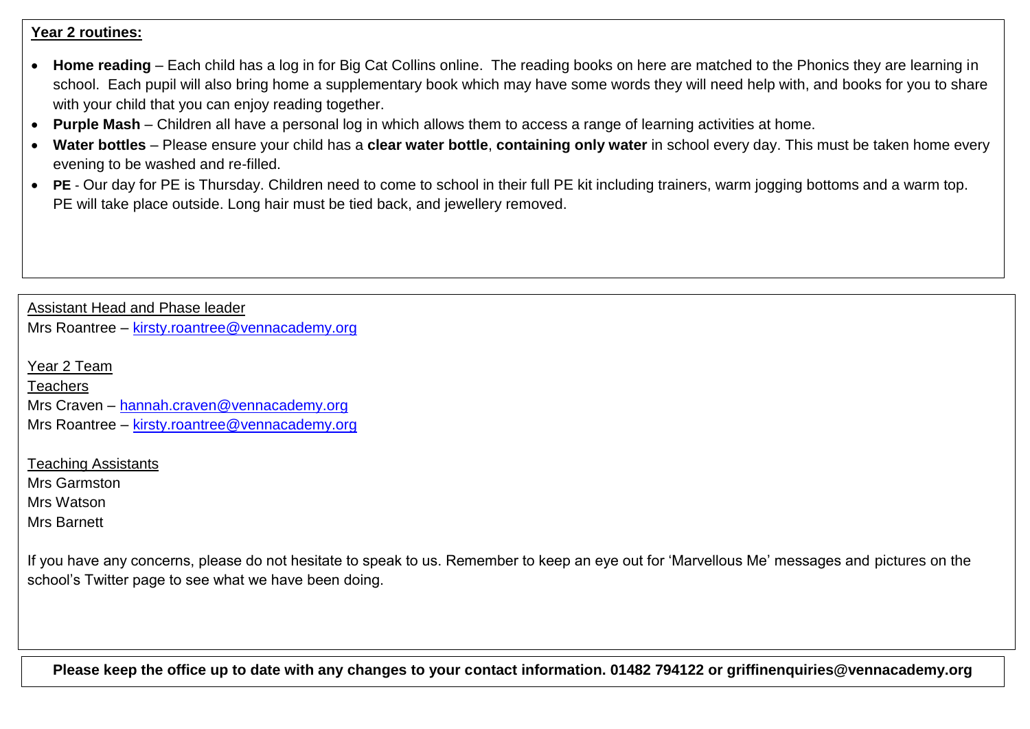**Year 2 routines:**

- **Home reading** – Each child has a log in for Big Cat Collins online. The reading books on here are matched to the Phonics they are learning in school. Each pupil will also bring home a supplementary book which may have some words they will need help with, and books for you to share with your child that you can enjoy reading together.
- **Purple Mash** – Children all have a personal log in which allows them to access a range of learning activities at home.
- **Water bottles** – Please ensure your child has a **clear water bottle**, **containing only water** in school every day. This must be taken home every evening to be washed and re-filled.
- **PE** - Our day for PE is Thursday. Children need to come to school in their full PE kit including trainers, warm jogging bottoms and a warm top. PE will take place outside. Long hair must be tied back, and jewellery removed.

Assistant Head and Phase leader
Mrs Roantree – kirsty.roantree@vennacademy.org

Year 2 Team
Teachers
Mrs Craven – hannah.craven@vennacademy.org
Mrs Roantree – kirsty.roantree@vennacademy.org

Teaching Assistants
Mrs Garmston
Mrs Watson
Mrs Barnett

If you have any concerns, please do not hesitate to speak to us. Remember to keep an eye out for 'Marvellous Me' messages and pictures on the school's Twitter page to see what we have been doing.

**Please keep the office up to date with any changes to your contact information. 01482 794122 or griffinenquiries@vennacademy.org**